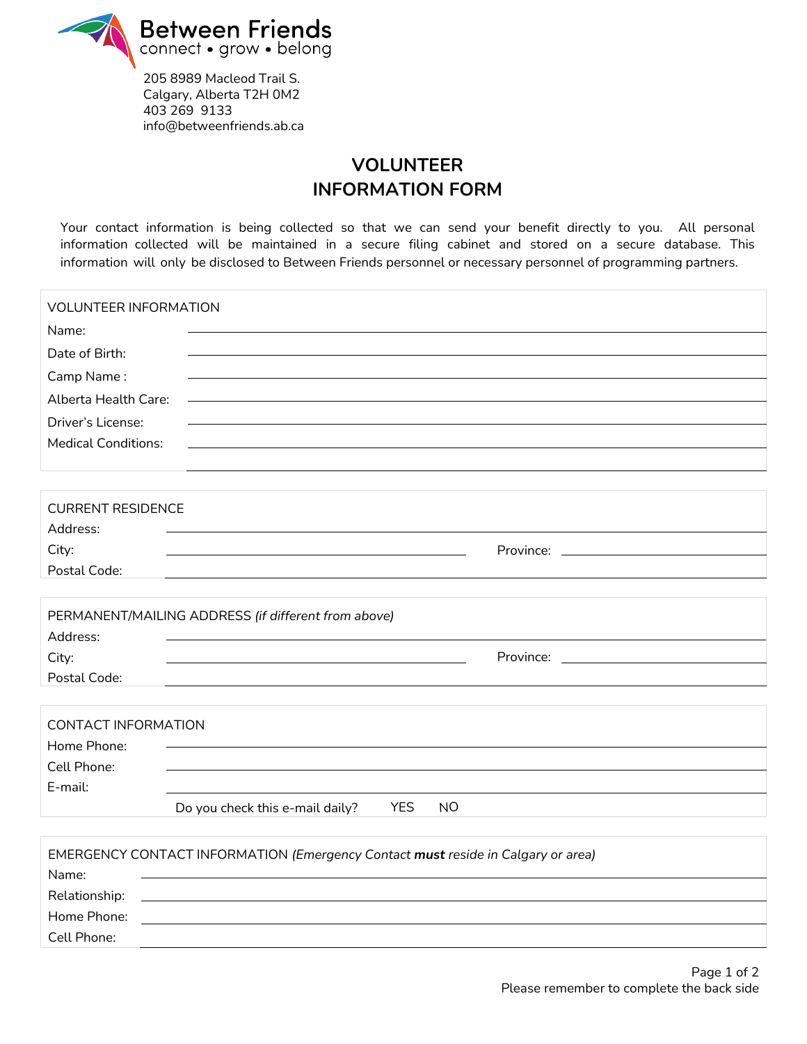**Between Friends**
connect • grow • belong

205 8989 Macleod Trail S.
Calgary, Alberta T2H 0M2
403 269 9133
info@betweenfriends.ab.ca

# VOLUNTEER INFORMATION FORM

Your contact information is being collected so that we can send your benefit directly to you. All personal information collected will be maintained in a secure filing cabinet and stored on a secure database. This information will only be disclosed to Between Friends personnel or necessary personnel of programming partners.

## VOLUNTEER INFORMATION

Name: ______________________________

Date of Birth: ______________________________

Camp Name : ______________________________

Alberta Health Care: ______________________________

Driver's License: ______________________________

Medical Conditions: ______________________________

______________________________

## CURRENT RESIDENCE

Address: ______________________________

City: ____________________ Province: ____________________

Postal Code: ______________________________

## PERMANENT/MAILING ADDRESS *(if different from above)*

Address: ______________________________

City: ____________________ Province: ____________________

Postal Code: ______________________________

## CONTACT INFORMATION

Home Phone: ______________________________

Cell Phone: ______________________________

E-mail: ______________________________

Do you check this e-mail daily? YES NO

## EMERGENCY CONTACT INFORMATION *(Emergency Contact **must** reside in Calgary or area)*

Name: ______________________________

Relationship: ______________________________

Home Phone: ______________________________

Cell Phone: ______________________________

Please remember to complete the back side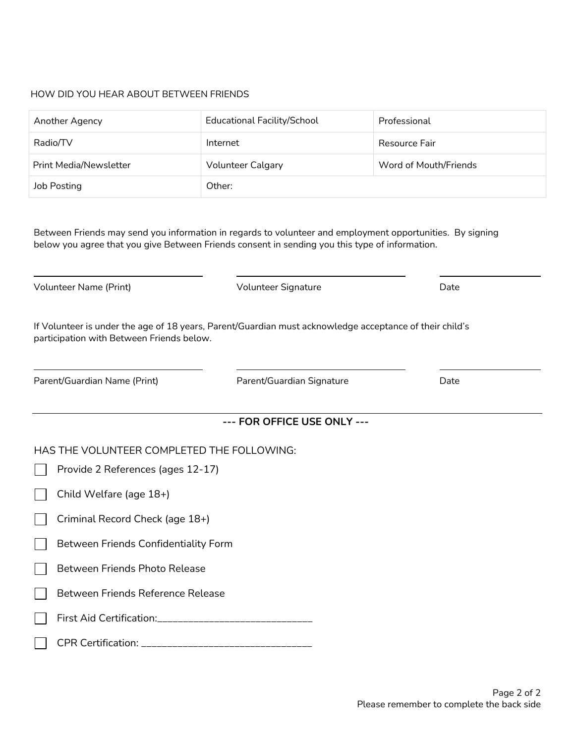HOW DID YOU HEAR ABOUT BETWEEN FRIENDS

| | | |
|---|---|---|
| Another Agency | Educational Facility/School | Professional |
| Radio/TV | Internet | Resource Fair |
| Print Media/Newsletter | Volunteer Calgary | Word of Mouth/Friends |
| Job Posting | Other: | |

Between Friends may send you information in regards to volunteer and employment opportunities. By signing below you agree that you give Between Friends consent in sending you this type of information.

| | | |
|---|---|---|
| Volunteer Name (Print) | Volunteer Signature | Date |

If Volunteer is under the age of 18 years, Parent/Guardian must acknowledge acceptance of their child's participation with Between Friends below.

| | | |
|---|---|---|
| Parent/Guardian Name (Print) | Parent/Guardian Signature | Date |

---

**--- FOR OFFICE USE ONLY ---**

HAS THE VOLUNTEER COMPLETED THE FOLLOWING:

- ☐ Provide 2 References (ages 12-17)
- ☐ Child Welfare (age 18+)
- ☐ Criminal Record Check (age 18+)
- ☐ Between Friends Confidentiality Form
- ☐ Between Friends Photo Release
- ☐ Between Friends Reference Release
- ☐ First Aid Certification:_____________________________
- ☐ CPR Certification: _______________________________

Please remember to complete the back side